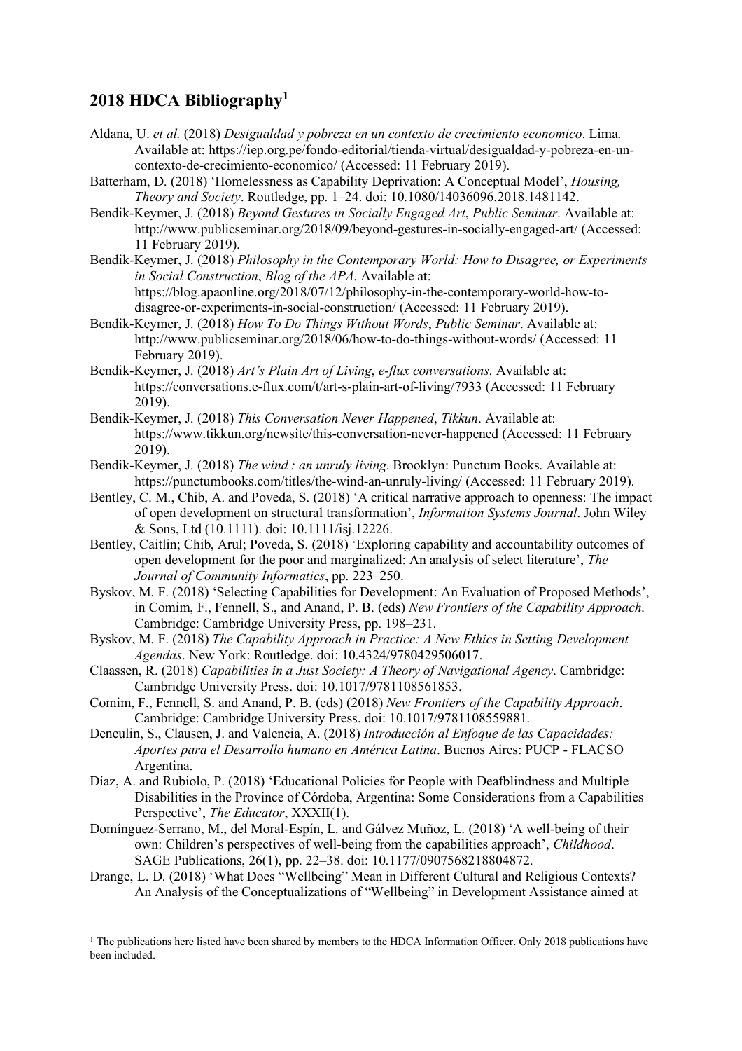## 2018 HDCA Bibliography[1]

Aldana, U. *et al.* (2018) *Desigualdad y pobreza en un contexto de crecimiento economico*. Lima. Available at: https://iep.org.pe/fondo-editorial/tienda-virtual/desigualdad-y-pobreza-en-un-contexto-de-crecimiento-economico/ (Accessed: 11 February 2019).

Batterham, D. (2018) 'Homelessness as Capability Deprivation: A Conceptual Model', *Housing, Theory and Society*. Routledge, pp. 1–24. doi: 10.1080/14036096.2018.1481142.

Bendik-Keymer, J. (2018) *Beyond Gestures in Socially Engaged Art*, *Public Seminar*. Available at: http://www.publicseminar.org/2018/09/beyond-gestures-in-socially-engaged-art/ (Accessed: 11 February 2019).

Bendik-Keymer, J. (2018) *Philosophy in the Contemporary World: How to Disagree, or Experiments in Social Construction*, *Blog of the APA*. Available at: https://blog.apaonline.org/2018/07/12/philosophy-in-the-contemporary-world-how-to-disagree-or-experiments-in-social-construction/ (Accessed: 11 February 2019).

Bendik-Keymer, J. (2018) *How To Do Things Without Words*, *Public Seminar*. Available at: http://www.publicseminar.org/2018/06/how-to-do-things-without-words/ (Accessed: 11 February 2019).

Bendik-Keymer, J. (2018) *Art's Plain Art of Living*, *e-flux conversations*. Available at: https://conversations.e-flux.com/t/art-s-plain-art-of-living/7933 (Accessed: 11 February 2019).

Bendik-Keymer, J. (2018) *This Conversation Never Happened*, *Tikkun*. Available at: https://www.tikkun.org/newsite/this-conversation-never-happened (Accessed: 11 February 2019).

Bendik-Keymer, J. (2018) *The wind : an unruly living*. Brooklyn: Punctum Books. Available at: https://punctumbooks.com/titles/the-wind-an-unruly-living/ (Accessed: 11 February 2019).

Bentley, C. M., Chib, A. and Poveda, S. (2018) 'A critical narrative approach to openness: The impact of open development on structural transformation', *Information Systems Journal*. John Wiley & Sons, Ltd (10.1111). doi: 10.1111/isj.12226.

Bentley, Caitlin; Chib, Arul; Poveda, S. (2018) 'Exploring capability and accountability outcomes of open development for the poor and marginalized: An analysis of select literature', *The Journal of Community Informatics*, pp. 223–250.

Byskov, M. F. (2018) 'Selecting Capabilities for Development: An Evaluation of Proposed Methods', in Comim, F., Fennell, S., and Anand, P. B. (eds) *New Frontiers of the Capability Approach*. Cambridge: Cambridge University Press, pp. 198–231.

Byskov, M. F. (2018) *The Capability Approach in Practice: A New Ethics in Setting Development Agendas*. New York: Routledge. doi: 10.4324/9780429506017.

Claassen, R. (2018) *Capabilities in a Just Society: A Theory of Navigational Agency*. Cambridge: Cambridge University Press. doi: 10.1017/9781108561853.

Comim, F., Fennell, S. and Anand, P. B. (eds) (2018) *New Frontiers of the Capability Approach*. Cambridge: Cambridge University Press. doi: 10.1017/9781108559881.

Deneulin, S., Clausen, J. and Valencia, A. (2018) *Introducción al Enfoque de las Capacidades: Aportes para el Desarrollo humano en América Latina*. Buenos Aires: PUCP - FLACSO Argentina.

Díaz, A. and Rubiolo, P. (2018) 'Educational Policies for People with Deafblindness and Multiple Disabilities in the Province of Córdoba, Argentina: Some Considerations from a Capabilities Perspective', *The Educator*, XXXII(1).

Domínguez-Serrano, M., del Moral-Espín, L. and Gálvez Muñoz, L. (2018) 'A well-being of their own: Children's perspectives of well-being from the capabilities approach', *Childhood*. SAGE Publications, 26(1), pp. 22–38. doi: 10.1177/0907568218804872.

Drange, L. D. (2018) 'What Does "Wellbeing" Mean in Different Cultural and Religious Contexts? An Analysis of the Conceptualizations of "Wellbeing" in Development Assistance aimed at

[1] The publications here listed have been shared by members to the HDCA Information Officer. Only 2018 publications have been included.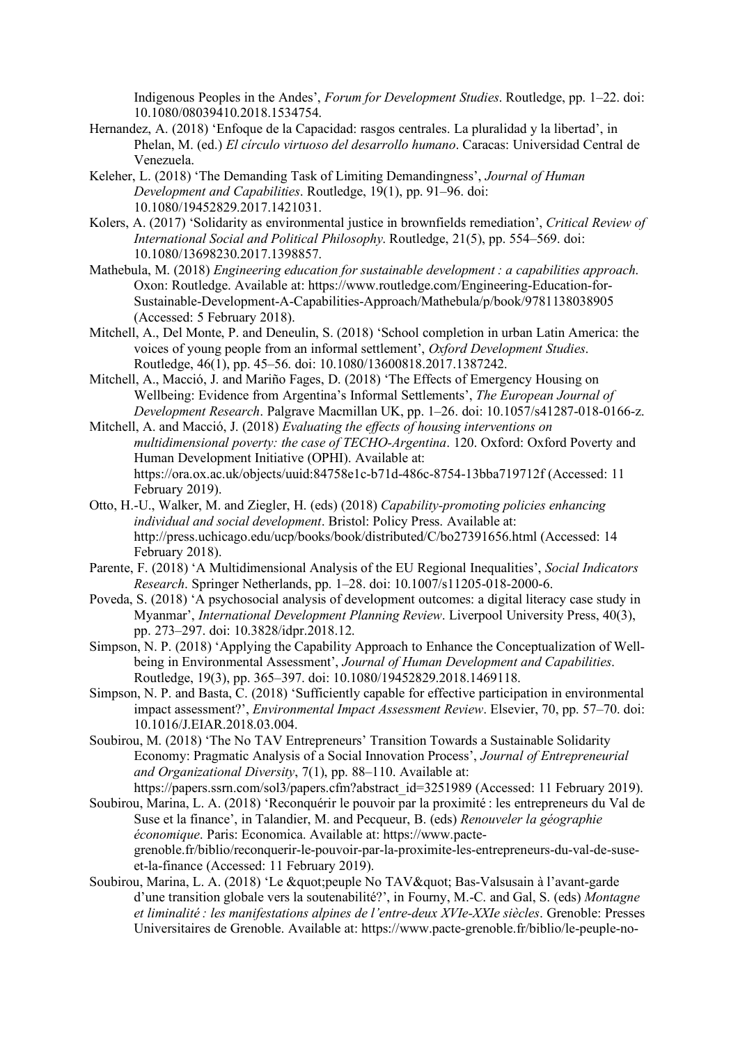Indigenous Peoples in the Andes', *Forum for Development Studies*. Routledge, pp. 1–22. doi: 10.1080/08039410.2018.1534754.

Hernandez, A. (2018) 'Enfoque de la Capacidad: rasgos centrales. La pluralidad y la libertad', in Phelan, M. (ed.) *El círculo virtuoso del desarrollo humano*. Caracas: Universidad Central de Venezuela.

Keleher, L. (2018) 'The Demanding Task of Limiting Demandingness', *Journal of Human Development and Capabilities*. Routledge, 19(1), pp. 91–96. doi: 10.1080/19452829.2017.1421031.

Kolers, A. (2017) 'Solidarity as environmental justice in brownfields remediation', *Critical Review of International Social and Political Philosophy*. Routledge, 21(5), pp. 554–569. doi: 10.1080/13698230.2017.1398857.

Mathebula, M. (2018) *Engineering education for sustainable development : a capabilities approach*. Oxon: Routledge. Available at: https://www.routledge.com/Engineering-Education-for-Sustainable-Development-A-Capabilities-Approach/Mathebula/p/book/9781138038905 (Accessed: 5 February 2018).

Mitchell, A., Del Monte, P. and Deneulin, S. (2018) 'School completion in urban Latin America: the voices of young people from an informal settlement', *Oxford Development Studies*. Routledge, 46(1), pp. 45–56. doi: 10.1080/13600818.2017.1387242.

Mitchell, A., Macció, J. and Mariño Fages, D. (2018) 'The Effects of Emergency Housing on Wellbeing: Evidence from Argentina's Informal Settlements', *The European Journal of Development Research*. Palgrave Macmillan UK, pp. 1–26. doi: 10.1057/s41287-018-0166-z.

Mitchell, A. and Macció, J. (2018) *Evaluating the effects of housing interventions on multidimensional poverty: the case of TECHO-Argentina*. 120. Oxford: Oxford Poverty and Human Development Initiative (OPHI). Available at: https://ora.ox.ac.uk/objects/uuid:84758e1c-b71d-486c-8754-13bba719712f (Accessed: 11 February 2019).

Otto, H.-U., Walker, M. and Ziegler, H. (eds) (2018) *Capability-promoting policies enhancing individual and social development*. Bristol: Policy Press. Available at: http://press.uchicago.edu/ucp/books/book/distributed/C/bo27391656.html (Accessed: 14 February 2018).

Parente, F. (2018) 'A Multidimensional Analysis of the EU Regional Inequalities', *Social Indicators Research*. Springer Netherlands, pp. 1–28. doi: 10.1007/s11205-018-2000-6.

Poveda, S. (2018) 'A psychosocial analysis of development outcomes: a digital literacy case study in Myanmar', *International Development Planning Review*. Liverpool University Press, 40(3), pp. 273–297. doi: 10.3828/idpr.2018.12.

Simpson, N. P. (2018) 'Applying the Capability Approach to Enhance the Conceptualization of Well-being in Environmental Assessment', *Journal of Human Development and Capabilities*. Routledge, 19(3), pp. 365–397. doi: 10.1080/19452829.2018.1469118.

Simpson, N. P. and Basta, C. (2018) 'Sufficiently capable for effective participation in environmental impact assessment?', *Environmental Impact Assessment Review*. Elsevier, 70, pp. 57–70. doi: 10.1016/J.EIAR.2018.03.004.

Soubirou, M. (2018) 'The No TAV Entrepreneurs' Transition Towards a Sustainable Solidarity Economy: Pragmatic Analysis of a Social Innovation Process', *Journal of Entrepreneurial and Organizational Diversity*, 7(1), pp. 88–110. Available at: https://papers.ssrn.com/sol3/papers.cfm?abstract_id=3251989 (Accessed: 11 February 2019).

Soubirou, Marina, L. A. (2018) 'Reconquérir le pouvoir par la proximité : les entrepreneurs du Val de Suse et la finance', in Talandier, M. and Pecqueur, B. (eds) *Renouveler la géographie économique*. Paris: Economica. Available at: https://www.pacte-grenoble.fr/biblio/reconquerir-le-pouvoir-par-la-proximite-les-entrepreneurs-du-val-de-suse-et-la-finance (Accessed: 11 February 2019).

Soubirou, Marina, L. A. (2018) 'Le &quot;peuple No TAV&quot; Bas-Valsusain à l'avant-garde d'une transition globale vers la soutenabilité?', in Fourny, M.-C. and Gal, S. (eds) *Montagne et liminalité : les manifestations alpines de l'entre-deux XVIe-XXIe siècles*. Grenoble: Presses Universitaires de Grenoble. Available at: https://www.pacte-grenoble.fr/biblio/le-peuple-no-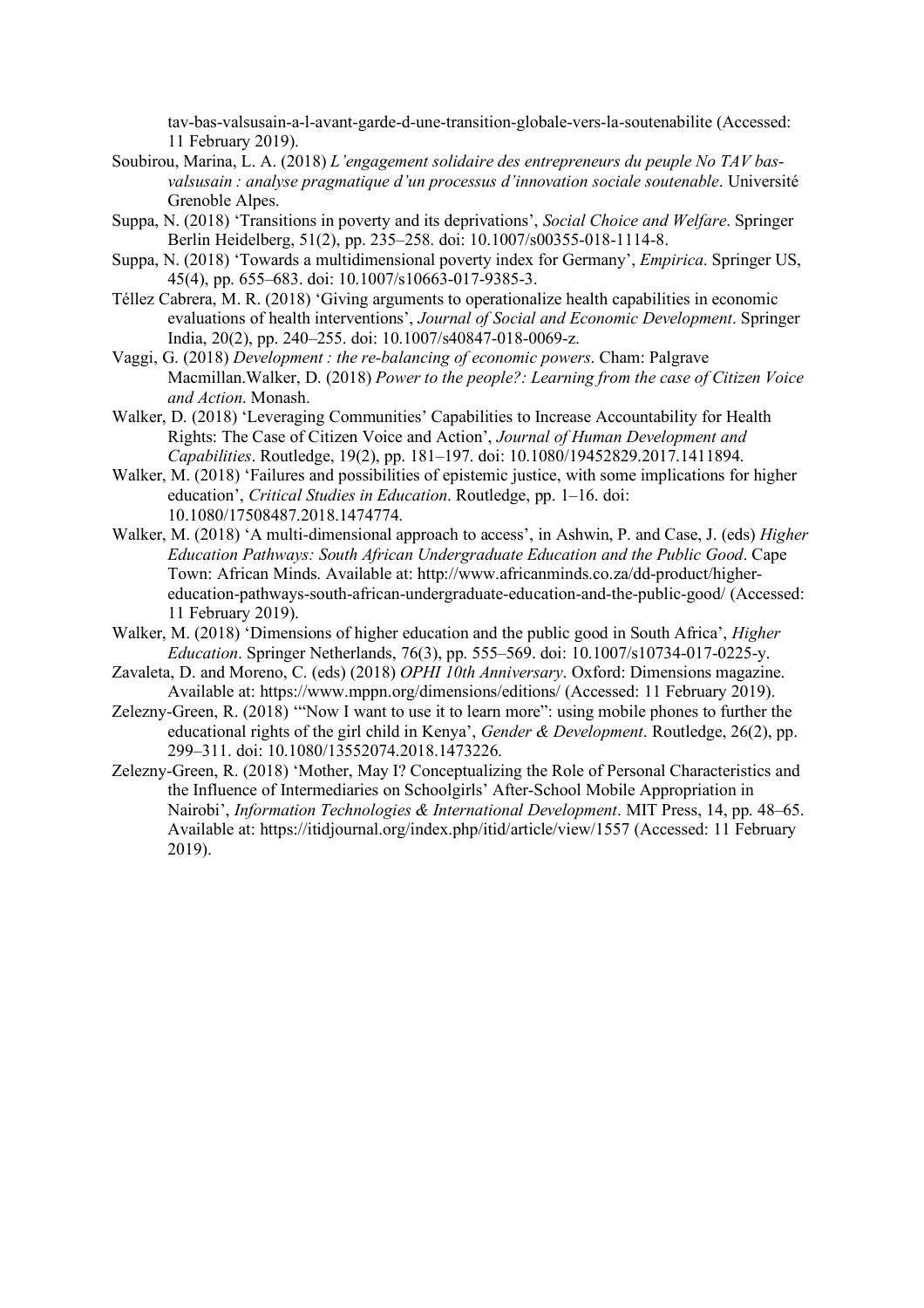tav-bas-valsusain-a-l-avant-garde-d-une-transition-globale-vers-la-soutenabilite (Accessed: 11 February 2019).

Soubirou, Marina, L. A. (2018) *L'engagement solidaire des entrepreneurs du peuple No TAV bas-valsusain : analyse pragmatique d'un processus d'innovation sociale soutenable*. Université Grenoble Alpes.

Suppa, N. (2018) 'Transitions in poverty and its deprivations', *Social Choice and Welfare*. Springer Berlin Heidelberg, 51(2), pp. 235–258. doi: 10.1007/s00355-018-1114-8.

Suppa, N. (2018) 'Towards a multidimensional poverty index for Germany', *Empirica*. Springer US, 45(4), pp. 655–683. doi: 10.1007/s10663-017-9385-3.

Téllez Cabrera, M. R. (2018) 'Giving arguments to operationalize health capabilities in economic evaluations of health interventions', *Journal of Social and Economic Development*. Springer India, 20(2), pp. 240–255. doi: 10.1007/s40847-018-0069-z.

Vaggi, G. (2018) *Development : the re-balancing of economic powers*. Cham: Palgrave Macmillan.Walker, D. (2018) *Power to the people?: Learning from the case of Citizen Voice and Action*. Monash.

Walker, D. (2018) 'Leveraging Communities' Capabilities to Increase Accountability for Health Rights: The Case of Citizen Voice and Action', *Journal of Human Development and Capabilities*. Routledge, 19(2), pp. 181–197. doi: 10.1080/19452829.2017.1411894.

Walker, M. (2018) 'Failures and possibilities of epistemic justice, with some implications for higher education', *Critical Studies in Education*. Routledge, pp. 1–16. doi: 10.1080/17508487.2018.1474774.

Walker, M. (2018) 'A multi-dimensional approach to access', in Ashwin, P. and Case, J. (eds) *Higher Education Pathways: South African Undergraduate Education and the Public Good*. Cape Town: African Minds. Available at: http://www.africanminds.co.za/dd-product/higher-education-pathways-south-african-undergraduate-education-and-the-public-good/ (Accessed: 11 February 2019).

Walker, M. (2018) 'Dimensions of higher education and the public good in South Africa', *Higher Education*. Springer Netherlands, 76(3), pp. 555–569. doi: 10.1007/s10734-017-0225-y.

Zavaleta, D. and Moreno, C. (eds) (2018) *OPHI 10th Anniversary*. Oxford: Dimensions magazine. Available at: https://www.mppn.org/dimensions/editions/ (Accessed: 11 February 2019).

Zelezny-Green, R. (2018) '"Now I want to use it to learn more": using mobile phones to further the educational rights of the girl child in Kenya', *Gender & Development*. Routledge, 26(2), pp. 299–311. doi: 10.1080/13552074.2018.1473226.

Zelezny-Green, R. (2018) 'Mother, May I? Conceptualizing the Role of Personal Characteristics and the Influence of Intermediaries on Schoolgirls' After-School Mobile Appropriation in Nairobi', *Information Technologies & International Development*. MIT Press, 14, pp. 48–65. Available at: https://itidjournal.org/index.php/itid/article/view/1557 (Accessed: 11 February 2019).